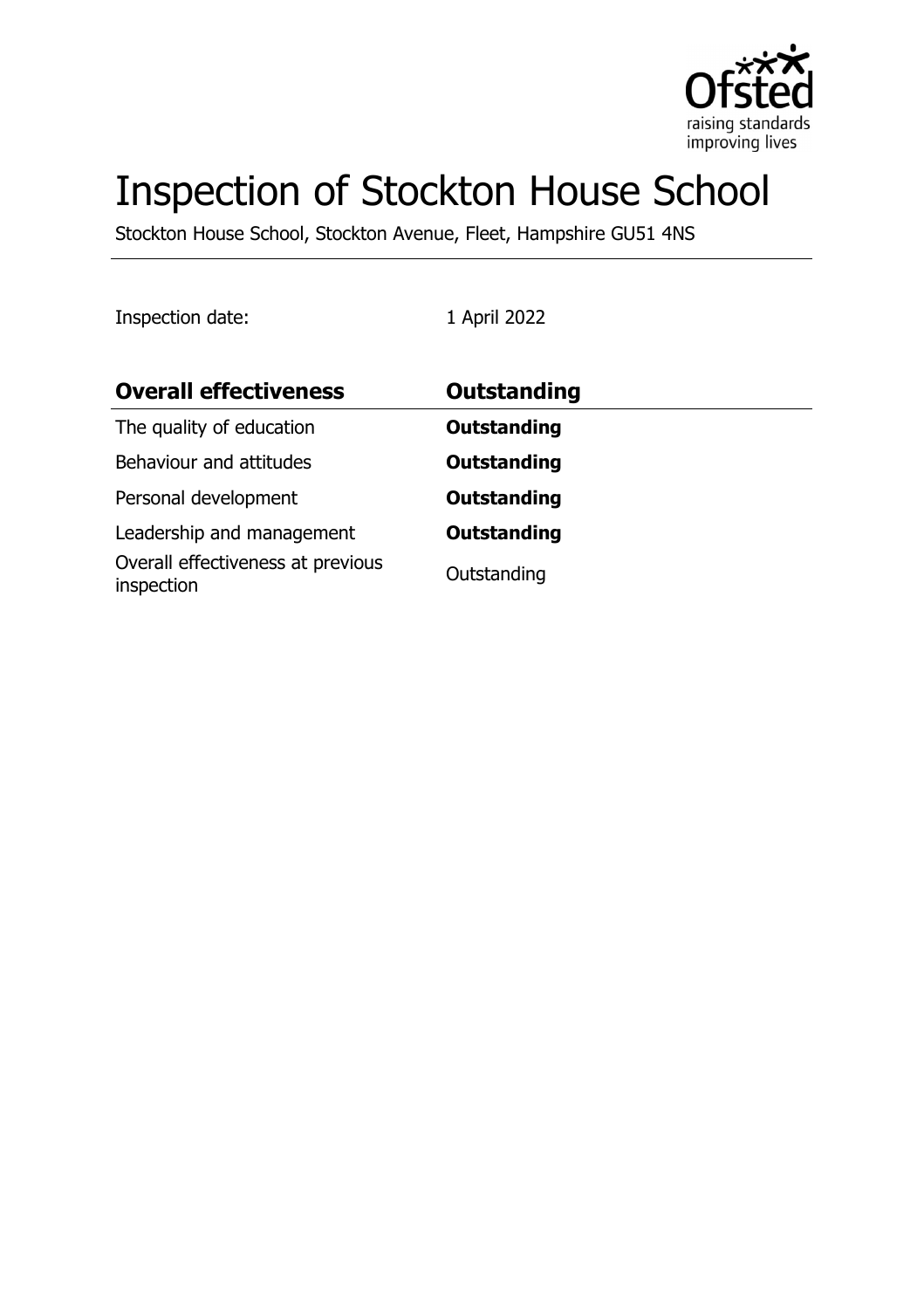# Inspection of Stockton House School

Stockton House School, Stockton Avenue, Fleet, Hampshire GU51 4NS

Inspection date: 1 April 2022

| **Overall effectiveness** | **Outstanding** |
| --- | --- |
| The quality of education | **Outstanding** |
| Behaviour and attitudes | **Outstanding** |
| Personal development | **Outstanding** |
| Leadership and management | **Outstanding** |
| Overall effectiveness at previous inspection | Outstanding |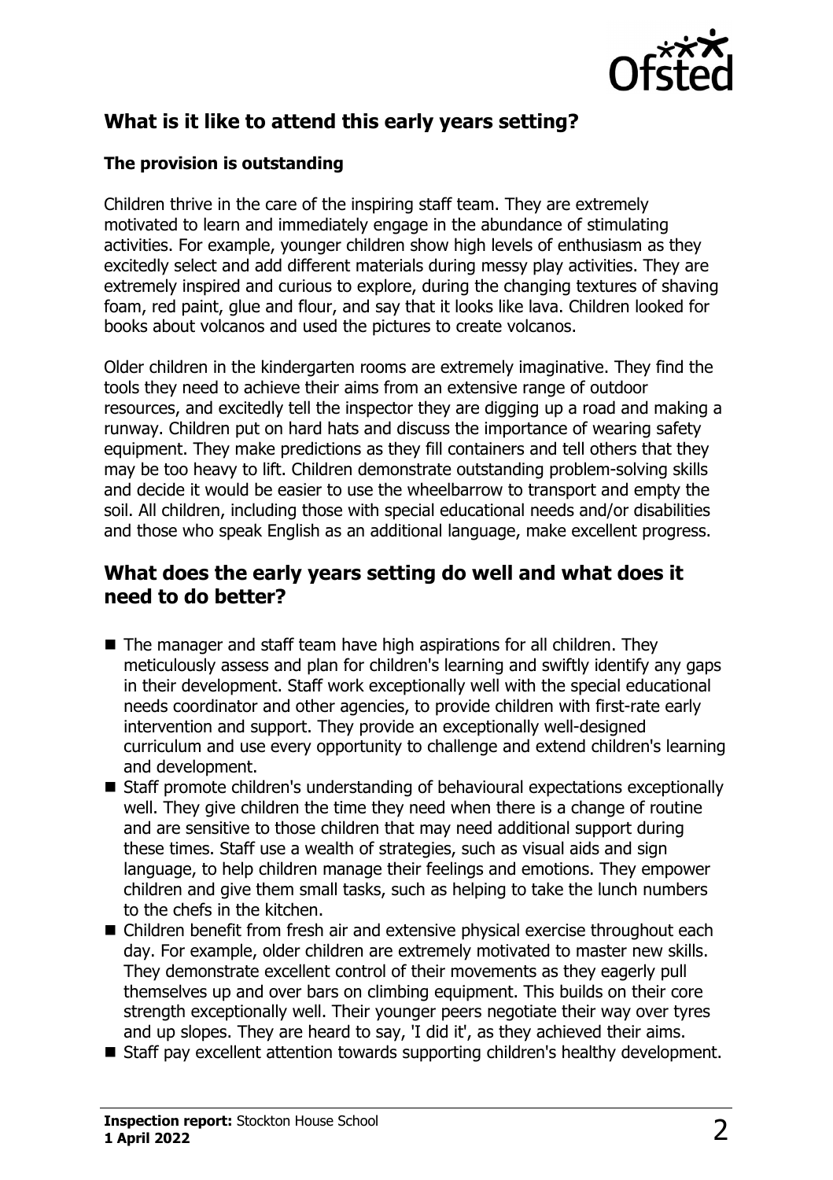## What is it like to attend this early years setting?

### The provision is outstanding

Children thrive in the care of the inspiring staff team. They are extremely motivated to learn and immediately engage in the abundance of stimulating activities. For example, younger children show high levels of enthusiasm as they excitedly select and add different materials during messy play activities. They are extremely inspired and curious to explore, during the changing textures of shaving foam, red paint, glue and flour, and say that it looks like lava. Children looked for books about volcanos and used the pictures to create volcanos.

Older children in the kindergarten rooms are extremely imaginative. They find the tools they need to achieve their aims from an extensive range of outdoor resources, and excitedly tell the inspector they are digging up a road and making a runway. Children put on hard hats and discuss the importance of wearing safety equipment. They make predictions as they fill containers and tell others that they may be too heavy to lift. Children demonstrate outstanding problem-solving skills and decide it would be easier to use the wheelbarrow to transport and empty the soil. All children, including those with special educational needs and/or disabilities and those who speak English as an additional language, make excellent progress.

## What does the early years setting do well and what does it need to do better?

- The manager and staff team have high aspirations for all children. They meticulously assess and plan for children's learning and swiftly identify any gaps in their development. Staff work exceptionally well with the special educational needs coordinator and other agencies, to provide children with first-rate early intervention and support. They provide an exceptionally well-designed curriculum and use every opportunity to challenge and extend children's learning and development.
- Staff promote children's understanding of behavioural expectations exceptionally well. They give children the time they need when there is a change of routine and are sensitive to those children that may need additional support during these times. Staff use a wealth of strategies, such as visual aids and sign language, to help children manage their feelings and emotions. They empower children and give them small tasks, such as helping to take the lunch numbers to the chefs in the kitchen.
- Children benefit from fresh air and extensive physical exercise throughout each day. For example, older children are extremely motivated to master new skills. They demonstrate excellent control of their movements as they eagerly pull themselves up and over bars on climbing equipment. This builds on their core strength exceptionally well. Their younger peers negotiate their way over tyres and up slopes. They are heard to say, 'I did it', as they achieved their aims.
- Staff pay excellent attention towards supporting children's healthy development.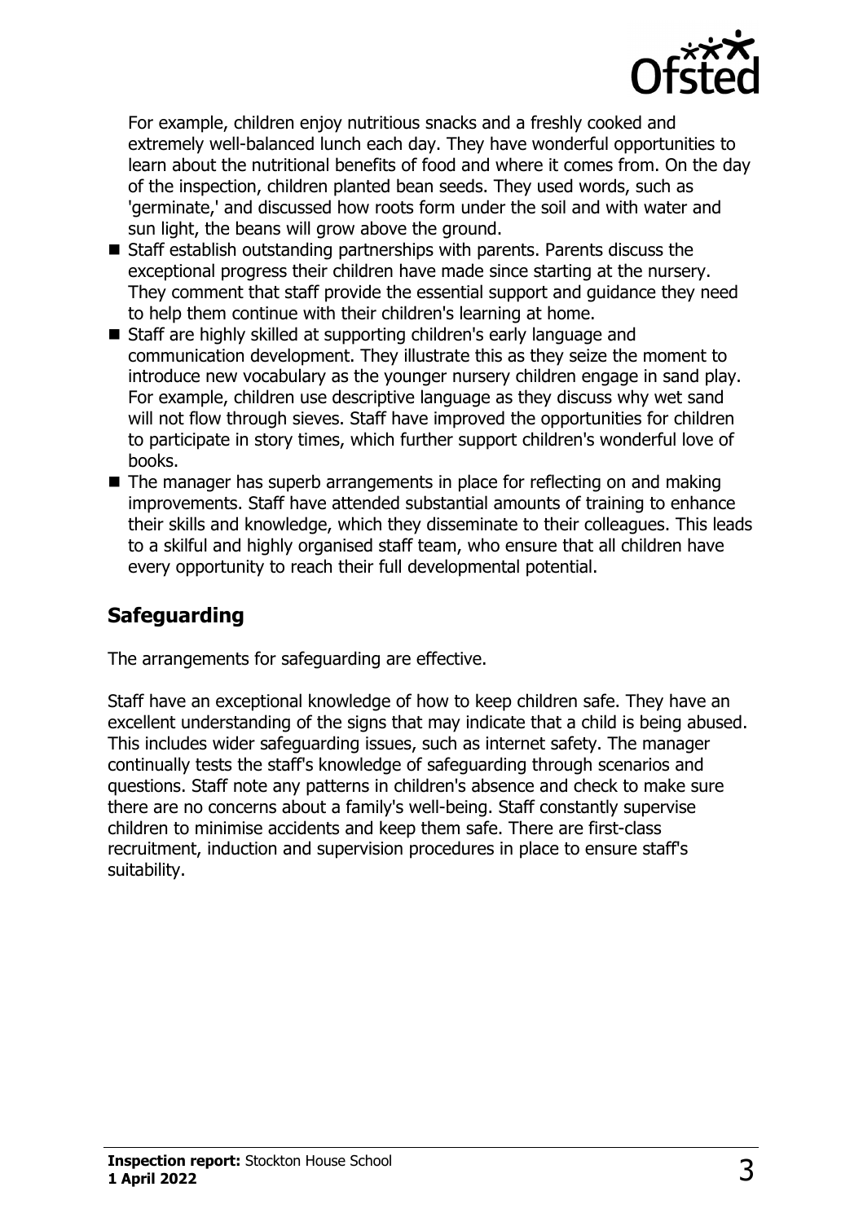For example, children enjoy nutritious snacks and a freshly cooked and extremely well-balanced lunch each day. They have wonderful opportunities to learn about the nutritional benefits of food and where it comes from. On the day of the inspection, children planted bean seeds. They used words, such as 'germinate,' and discussed how roots form under the soil and with water and sun light, the beans will grow above the ground.

- Staff establish outstanding partnerships with parents. Parents discuss the exceptional progress their children have made since starting at the nursery. They comment that staff provide the essential support and guidance they need to help them continue with their children's learning at home.
- Staff are highly skilled at supporting children's early language and communication development. They illustrate this as they seize the moment to introduce new vocabulary as the younger nursery children engage in sand play. For example, children use descriptive language as they discuss why wet sand will not flow through sieves. Staff have improved the opportunities for children to participate in story times, which further support children's wonderful love of books.
- The manager has superb arrangements in place for reflecting on and making improvements. Staff have attended substantial amounts of training to enhance their skills and knowledge, which they disseminate to their colleagues. This leads to a skilful and highly organised staff team, who ensure that all children have every opportunity to reach their full developmental potential.

## Safeguarding

The arrangements for safeguarding are effective.

Staff have an exceptional knowledge of how to keep children safe. They have an excellent understanding of the signs that may indicate that a child is being abused. This includes wider safeguarding issues, such as internet safety. The manager continually tests the staff's knowledge of safeguarding through scenarios and questions. Staff note any patterns in children's absence and check to make sure there are no concerns about a family's well-being. Staff constantly supervise children to minimise accidents and keep them safe. There are first-class recruitment, induction and supervision procedures in place to ensure staff's suitability.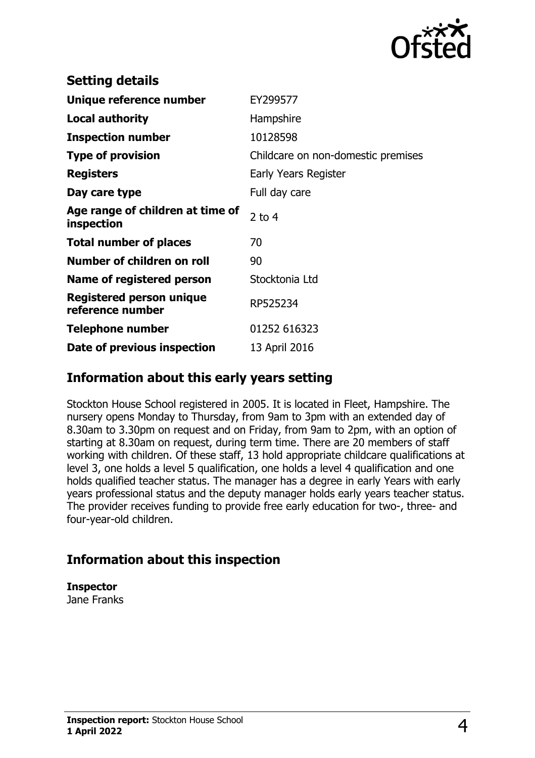## Setting details

| | |
|---|---|
| **Unique reference number** | EY299577 |
| **Local authority** | Hampshire |
| **Inspection number** | 10128598 |
| **Type of provision** | Childcare on non-domestic premises |
| **Registers** | Early Years Register |
| **Day care type** | Full day care |
| **Age range of children at time of inspection** | 2 to 4 |
| **Total number of places** | 70 |
| **Number of children on roll** | 90 |
| **Name of registered person** | Stocktonia Ltd |
| **Registered person unique reference number** | RP525234 |
| **Telephone number** | 01252 616323 |
| **Date of previous inspection** | 13 April 2016 |

## Information about this early years setting

Stockton House School registered in 2005. It is located in Fleet, Hampshire. The nursery opens Monday to Thursday, from 9am to 3pm with an extended day of 8.30am to 3.30pm on request and on Friday, from 9am to 2pm, with an option of starting at 8.30am on request, during term time. There are 20 members of staff working with children. Of these staff, 13 hold appropriate childcare qualifications at level 3, one holds a level 5 qualification, one holds a level 4 qualification and one holds qualified teacher status. The manager has a degree in early Years with early years professional status and the deputy manager holds early years teacher status. The provider receives funding to provide free early education for two-, three- and four-year-old children.

## Information about this inspection

**Inspector**
Jane Franks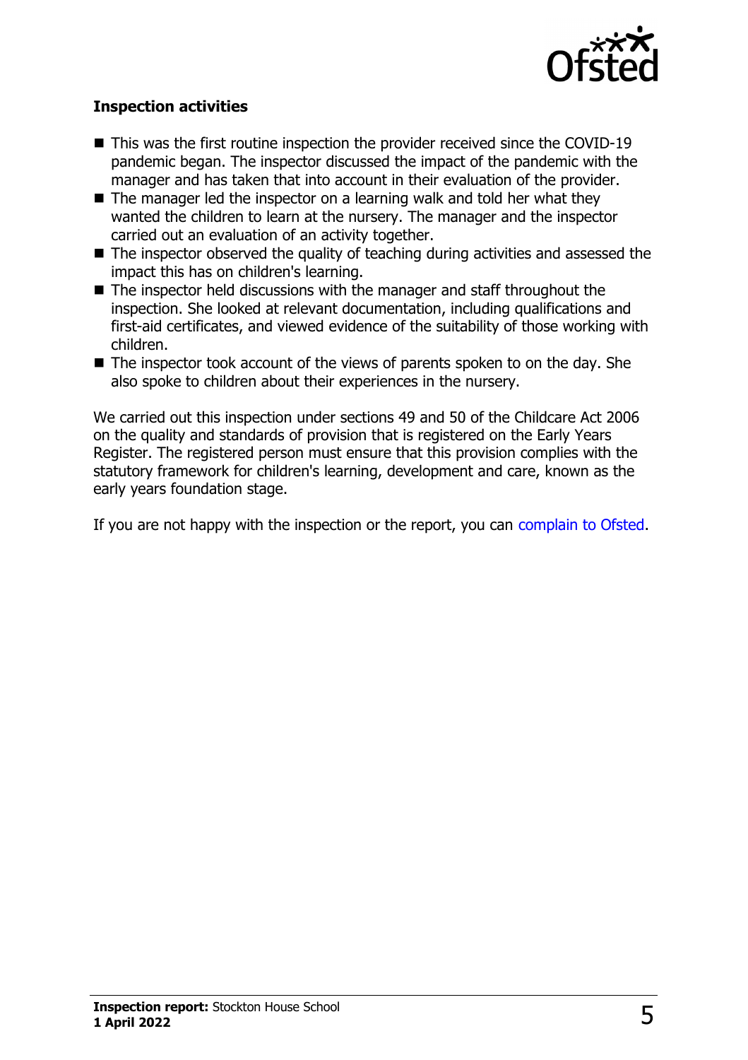**Inspection activities**

- This was the first routine inspection the provider received since the COVID-19 pandemic began. The inspector discussed the impact of the pandemic with the manager and has taken that into account in their evaluation of the provider.
- The manager led the inspector on a learning walk and told her what they wanted the children to learn at the nursery. The manager and the inspector carried out an evaluation of an activity together.
- The inspector observed the quality of teaching during activities and assessed the impact this has on children's learning.
- The inspector held discussions with the manager and staff throughout the inspection. She looked at relevant documentation, including qualifications and first-aid certificates, and viewed evidence of the suitability of those working with children.
- The inspector took account of the views of parents spoken to on the day. She also spoke to children about their experiences in the nursery.

We carried out this inspection under sections 49 and 50 of the Childcare Act 2006 on the quality and standards of provision that is registered on the Early Years Register. The registered person must ensure that this provision complies with the statutory framework for children's learning, development and care, known as the early years foundation stage.

If you are not happy with the inspection or the report, you can complain to Ofsted.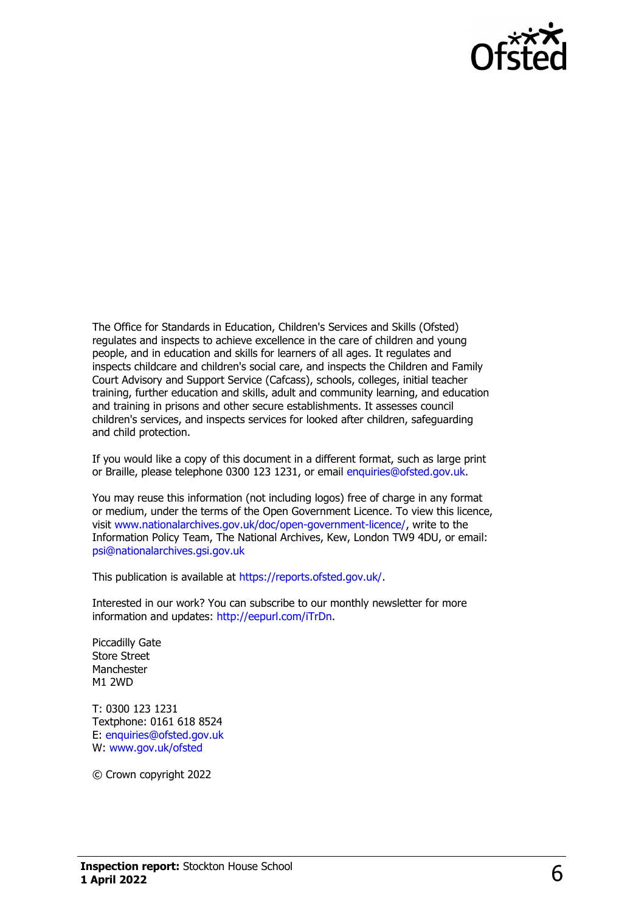The Office for Standards in Education, Children's Services and Skills (Ofsted) regulates and inspects to achieve excellence in the care of children and young people, and in education and skills for learners of all ages. It regulates and inspects childcare and children's social care, and inspects the Children and Family Court Advisory and Support Service (Cafcass), schools, colleges, initial teacher training, further education and skills, adult and community learning, and education and training in prisons and other secure establishments. It assesses council children's services, and inspects services for looked after children, safeguarding and child protection.

If you would like a copy of this document in a different format, such as large print or Braille, please telephone 0300 123 1231, or email enquiries@ofsted.gov.uk.

You may reuse this information (not including logos) free of charge in any format or medium, under the terms of the Open Government Licence. To view this licence, visit www.nationalarchives.gov.uk/doc/open-government-licence/, write to the Information Policy Team, The National Archives, Kew, London TW9 4DU, or email: psi@nationalarchives.gsi.gov.uk

This publication is available at https://reports.ofsted.gov.uk/.

Interested in our work? You can subscribe to our monthly newsletter for more information and updates: http://eepurl.com/iTrDn.

Piccadilly Gate
Store Street
Manchester
M1 2WD

T: 0300 123 1231
Textphone: 0161 618 8524
E: enquiries@ofsted.gov.uk
W: www.gov.uk/ofsted

© Crown copyright 2022